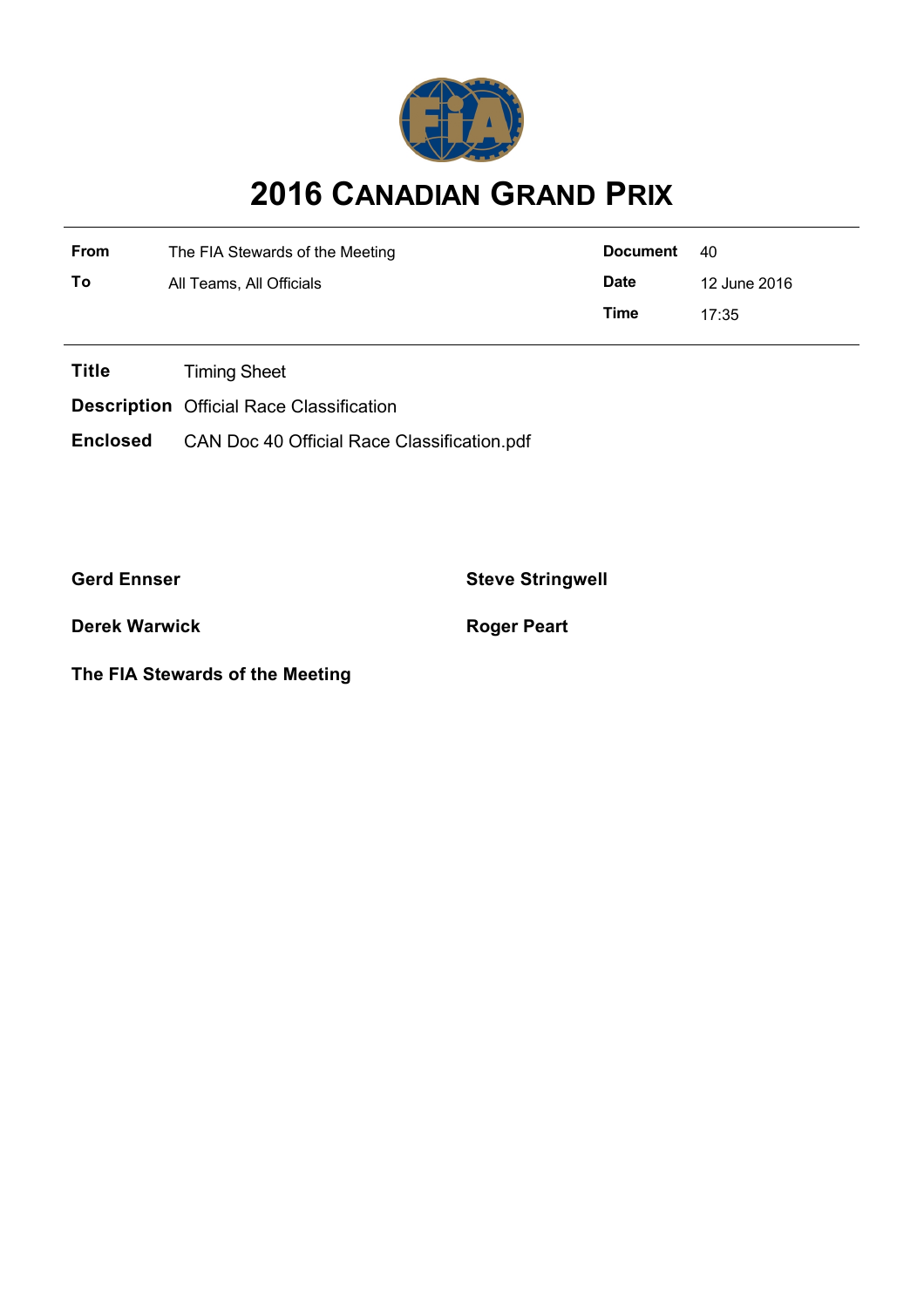# 2016 CANADIAN GRAND PRIX

| | | | |
|---|---|---|---|
| **From** | The FIA Stewards of the Meeting | **Document** | 40 |
| **To** | All Teams, All Officials | **Date** | 12 June 2016 |
| | | **Time** | 17:35 |

**Title** Timing Sheet

**Description** Official Race Classification

**Enclosed** CAN Doc 40 Official Race Classification.pdf

**Gerd Ennser**

**Steve Stringwell**

**Derek Warwick**

**Roger Peart**

**The FIA Stewards of the Meeting**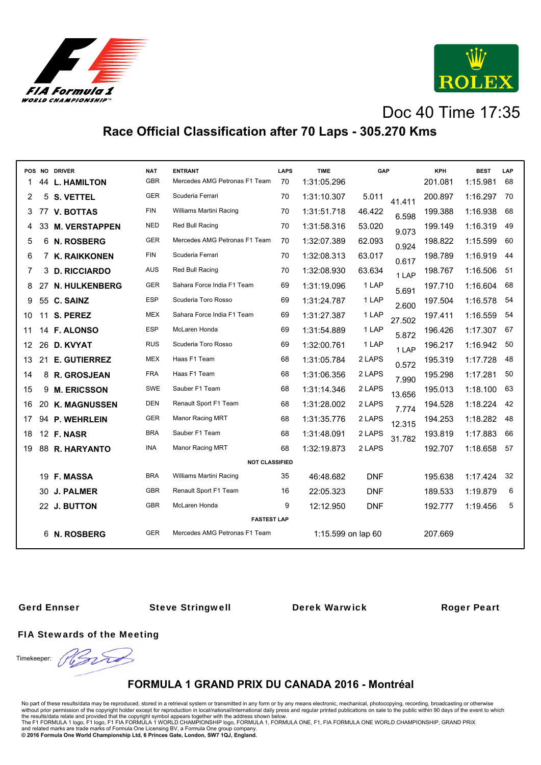Doc 40 Time 17:35

## Race Official Classification after 70 Laps - 305.270 Kms

| POS | NO | DRIVER | NAT | ENTRANT | LAPS | TIME | GAP | | KPH | BEST | LAP |
|---|---|---|---|---|---|---|---|---|---|---|---|
| 1 | 44 | **L. HAMILTON** | GBR | Mercedes AMG Petronas F1 Team | 70 | 1:31:05.296 | | | 201.081 | 1:15.981 | 68 |
| 2 | 5 | **S. VETTEL** | GER | Scuderia Ferrari | 70 | 1:31:10.307 | 5.011 | | 200.897 | 1:16.297 | 70 |
| 3 | 77 | **V. BOTTAS** | FIN | Williams Martini Racing | 70 | 1:31:51.718 | 46.422 | 41.411 | 199.388 | 1:16.938 | 68 |
| 4 | 33 | **M. VERSTAPPEN** | NED | Red Bull Racing | 70 | 1:31:58.316 | 53.020 | 6.598 | 199.149 | 1:16.319 | 49 |
| 5 | 6 | **N. ROSBERG** | GER | Mercedes AMG Petronas F1 Team | 70 | 1:32:07.389 | 62.093 | 9.073 | 198.822 | 1:15.599 | 60 |
| 6 | 7 | **K. RAIKKONEN** | FIN | Scuderia Ferrari | 70 | 1:32:08.313 | 63.017 | 0.924 | 198.789 | 1:16.919 | 44 |
| 7 | 3 | **D. RICCIARDO** | AUS | Red Bull Racing | 70 | 1:32:08.930 | 63.634 | 0.617 | 198.767 | 1:16.506 | 51 |
| 8 | 27 | **N. HULKENBERG** | GER | Sahara Force India F1 Team | 69 | 1:31:19.096 | 1 LAP | 1 LAP | 197.710 | 1:16.604 | 68 |
| 9 | 55 | **C. SAINZ** | ESP | Scuderia Toro Rosso | 69 | 1:31:24.787 | 1 LAP | 5.691 | 197.504 | 1:16.578 | 54 |
| 10 | 11 | **S. PEREZ** | MEX | Sahara Force India F1 Team | 69 | 1:31:27.387 | 1 LAP | 2.600 | 197.411 | 1:16.559 | 54 |
| 11 | 14 | **F. ALONSO** | ESP | McLaren Honda | 69 | 1:31:54.889 | 1 LAP | 27.502 | 196.426 | 1:17.307 | 67 |
| 12 | 26 | **D. KVYAT** | RUS | Scuderia Toro Rosso | 69 | 1:32:00.761 | 1 LAP | 5.872 | 196.217 | 1:16.942 | 50 |
| 13 | 21 | **E. GUTIERREZ** | MEX | Haas F1 Team | 68 | 1:31:05.784 | 2 LAPS | 1 LAP | 195.319 | 1:17.728 | 48 |
| 14 | 8 | **R. GROSJEAN** | FRA | Haas F1 Team | 68 | 1:31:06.356 | 2 LAPS | 0.572 | 195.298 | 1:17.281 | 50 |
| 15 | 9 | **M. ERICSSON** | SWE | Sauber F1 Team | 68 | 1:31:14.346 | 2 LAPS | 7.990 | 195.013 | 1:18.100 | 63 |
| 16 | 20 | **K. MAGNUSSEN** | DEN | Renault Sport F1 Team | 68 | 1:31:28.002 | 2 LAPS | 13.656 | 194.528 | 1:18.224 | 42 |
| 17 | 94 | **P. WEHRLEIN** | GER | Manor Racing MRT | 68 | 1:31:35.776 | 2 LAPS | 7.774 | 194.253 | 1:18.282 | 48 |
| 18 | 12 | **F. NASR** | BRA | Sauber F1 Team | 68 | 1:31:48.091 | 2 LAPS | 12.315 | 193.819 | 1:17.883 | 66 |
| 19 | 88 | **R. HARYANTO** | INA | Manor Racing MRT | 68 | 1:32:19.873 | 2 LAPS | 31.782 | 192.707 | 1:18.658 | 57 |
| | | | | **NOT CLASSIFIED** | | | | | | | |
| | 19 | **F. MASSA** | BRA | Williams Martini Racing | 35 | 46:48.682 | DNF | | 195.638 | 1:17.424 | 32 |
| | 30 | **J. PALMER** | GBR | Renault Sport F1 Team | 16 | 22:05.323 | DNF | | 189.533 | 1:19.879 | 6 |
| | 22 | **J. BUTTON** | GBR | McLaren Honda | 9 | 12:12.950 | DNF | | 192.777 | 1:19.456 | 5 |
| | | | | **FASTEST LAP** | | | | | | | |
| | 6 | **N. ROSBERG** | GER | Mercedes AMG Petronas F1 Team | | 1:15.599 on lap 60 | | | 207.669 | | |

**Gerd Ennser** **Steve Stringwell** **Derek Warwick** **Roger Peart**

**FIA Stewards of the Meeting**

Timekeeper:

## FORMULA 1 GRAND PRIX DU CANADA 2016 - Montréal

No part of these results/data may be reproduced, stored in a retrieval system or transmitted in any form or by any means electronic, mechanical, photocopying, recording, broadcasting or otherwise without prior permission of the copyright holder except for reproduction in local/national/international daily press and regular printed publications on sale to the public within 90 days of the event to which the results/data relate and provided that the copyright symbol appears together with the address shown below.
The F1 FORMULA 1 logo, F1 logo, F1 FIA FORMULA 1 WORLD CHAMPIONSHIP logo, FORMULA 1, FORMULA ONE, F1, FIA FORMULA ONE WORLD CHAMPIONSHIP, GRAND PRIX and related marks are trade marks of Formula One Licensing BV, a Formula One group company.
**© 2016 Formula One World Championship Ltd, 6 Princes Gate, London, SW7 1QJ, England.**